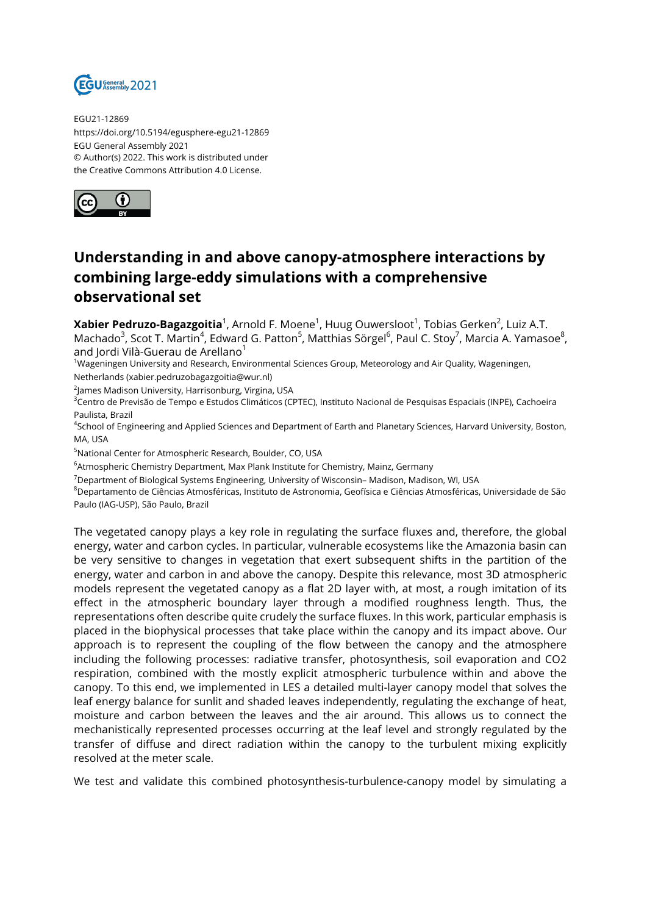EGU21-12869
https://doi.org/10.5194/egusphere-egu21-12869
EGU General Assembly 2021
© Author(s) 2022. This work is distributed under
the Creative Commons Attribution 4.0 License.

# Understanding in and above canopy-atmosphere interactions by combining large-eddy simulations with a comprehensive observational set

**Xabier Pedruzo-Bagazgoitia**[1], Arnold F. Moene[1], Huug Ouwersloot[1], Tobias Gerken[2], Luiz A.T. Machado[3], Scot T. Martin[4], Edward G. Patton[5], Matthias Sörgel[6], Paul C. Stoy[7], Marcia A. Yamasoe[8], and Jordi Vilà-Guerau de Arellano[1]

[1]Wageningen University and Research, Environmental Sciences Group, Meteorology and Air Quality, Wageningen, Netherlands (xabier.pedruzobagazgoitia@wur.nl)

[2]James Madison University, Harrisonburg, Virgina, USA

[3]Centro de Previsão de Tempo e Estudos Climáticos (CPTEC), Instituto Nacional de Pesquisas Espaciais (INPE), Cachoeira Paulista, Brazil

[4]School of Engineering and Applied Sciences and Department of Earth and Planetary Sciences, Harvard University, Boston, MA, USA

[5]National Center for Atmospheric Research, Boulder, CO, USA

[6]Atmospheric Chemistry Department, Max Plank Institute for Chemistry, Mainz, Germany

[7]Department of Biological Systems Engineering, University of Wisconsin– Madison, Madison, WI, USA

[8]Departamento de Ciências Atmosféricas, Instituto de Astronomia, Geofísica e Ciências Atmosféricas, Universidade de São Paulo (IAG-USP), São Paulo, Brazil

The vegetated canopy plays a key role in regulating the surface fluxes and, therefore, the global energy, water and carbon cycles. In particular, vulnerable ecosystems like the Amazonia basin can be very sensitive to changes in vegetation that exert subsequent shifts in the partition of the energy, water and carbon in and above the canopy. Despite this relevance, most 3D atmospheric models represent the vegetated canopy as a flat 2D layer with, at most, a rough imitation of its effect in the atmospheric boundary layer through a modified roughness length. Thus, the representations often describe quite crudely the surface fluxes. In this work, particular emphasis is placed in the biophysical processes that take place within the canopy and its impact above. Our approach is to represent the coupling of the flow between the canopy and the atmosphere including the following processes: radiative transfer, photosynthesis, soil evaporation and $CO2$ respiration, combined with the mostly explicit atmospheric turbulence within and above the canopy. To this end, we implemented in LES a detailed multi-layer canopy model that solves the leaf energy balance for sunlit and shaded leaves independently, regulating the exchange of heat, moisture and carbon between the leaves and the air around. This allows us to connect the mechanistically represented processes occurring at the leaf level and strongly regulated by the transfer of diffuse and direct radiation within the canopy to the turbulent mixing explicitly resolved at the meter scale.

We test and validate this combined photosynthesis-turbulence-canopy model by simulating a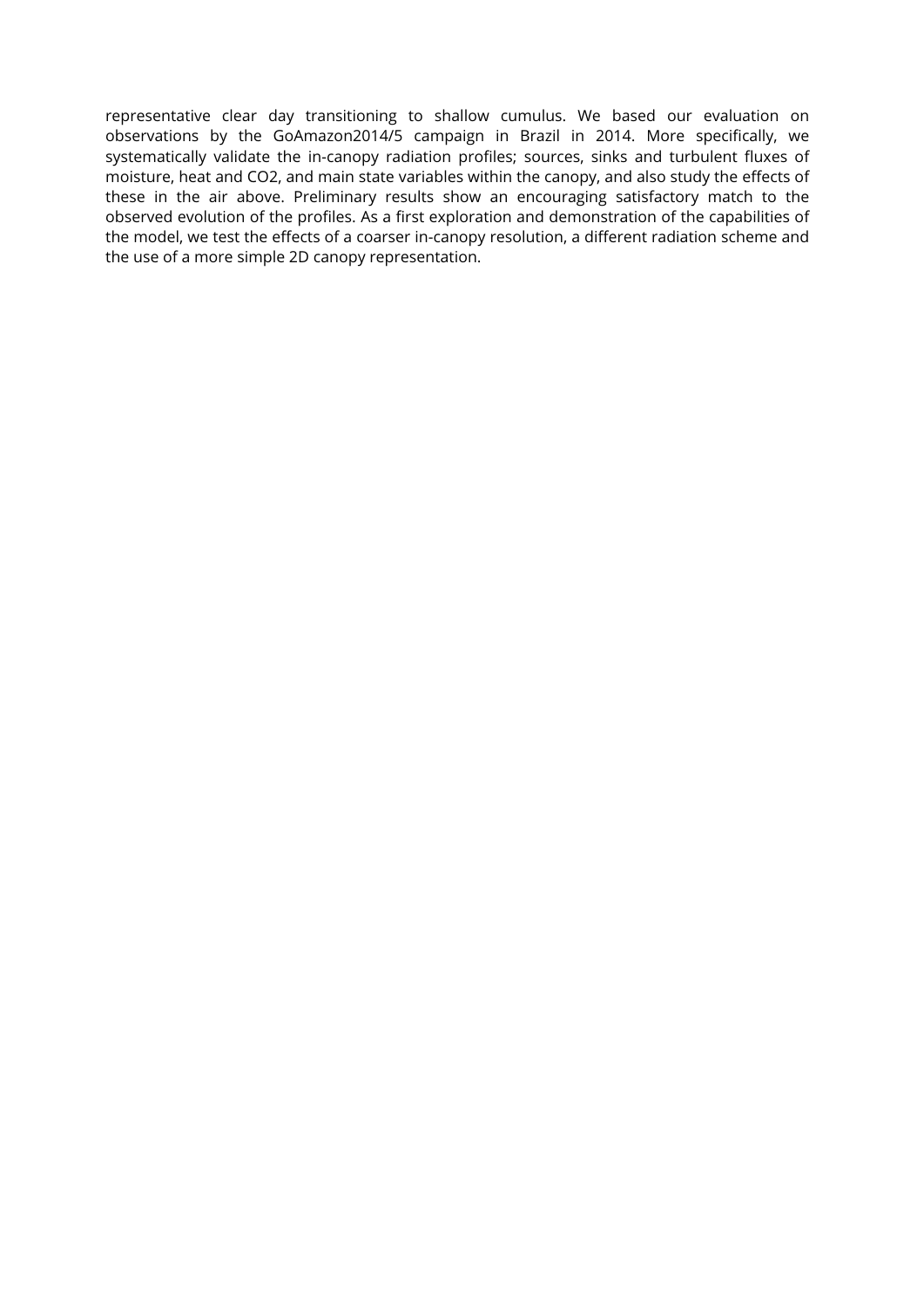representative clear day transitioning to shallow cumulus. We based our evaluation on observations by the GoAmazon2014/5 campaign in Brazil in 2014. More specifically, we systematically validate the in-canopy radiation profiles; sources, sinks and turbulent fluxes of moisture, heat and $CO_2$, and main state variables within the canopy, and also study the effects of these in the air above. Preliminary results show an encouraging satisfactory match to the observed evolution of the profiles. As a first exploration and demonstration of the capabilities of the model, we test the effects of a coarser in-canopy resolution, a different radiation scheme and the use of a more simple 2D canopy representation.